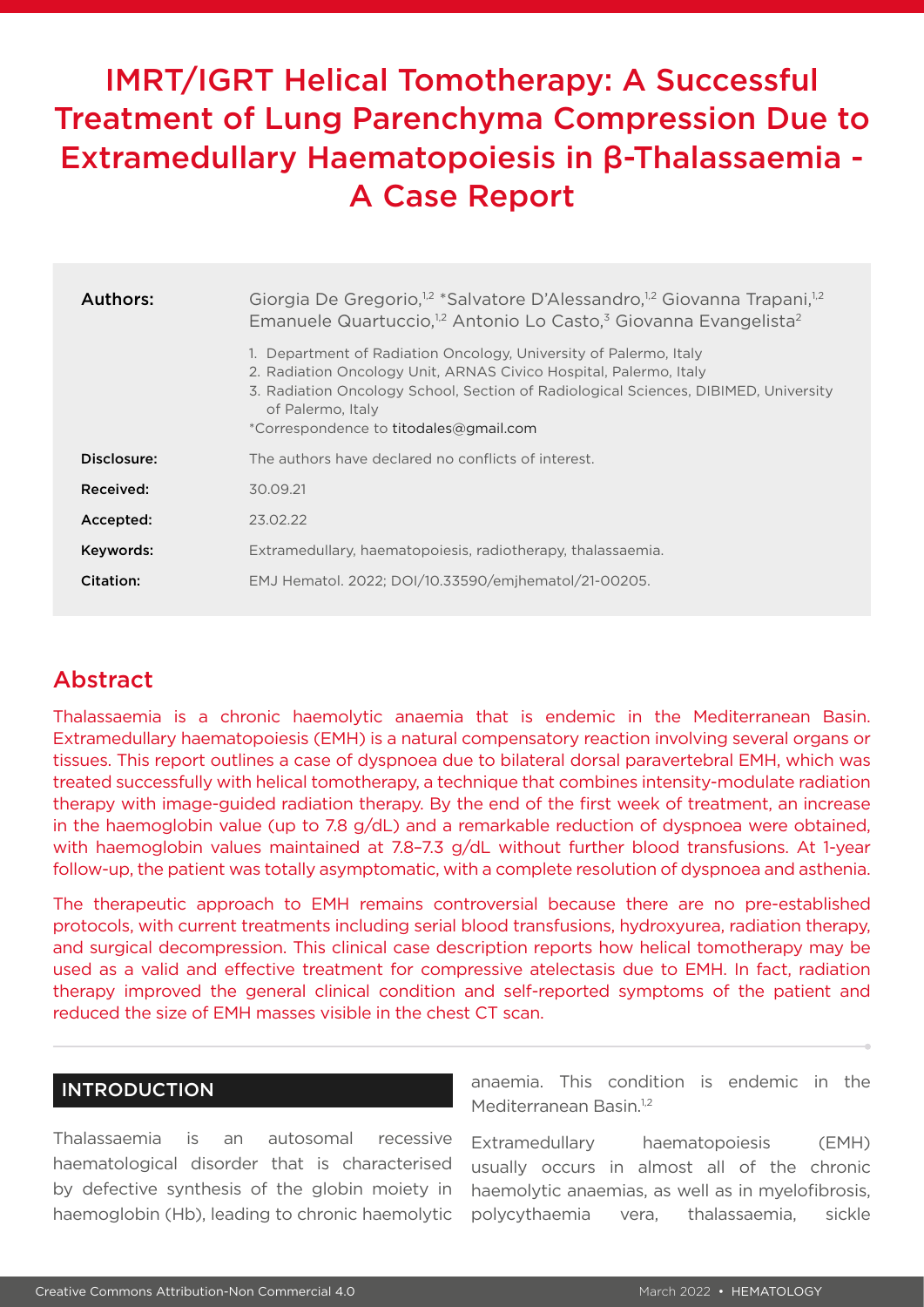# IMRT/IGRT Helical Tomotherapy: A Successful Treatment of Lung Parenchyma Compression Due to Extramedullary Haematopoiesis in β-Thalassaemia - A Case Report

| | |
|---|---|
| **Authors:** | Giorgia De Gregorio,[1,2] *Salvatore D'Alessandro,[1,2] Giovanna Trapani,[1,2] Emanuele Quartuccio,[1,2] Antonio Lo Casto,[3] Giovanna Evangelista[2]<br><br>1. Department of Radiation Oncology, University of Palermo, Italy<br>2. Radiation Oncology Unit, ARNAS Civico Hospital, Palermo, Italy<br>3. Radiation Oncology School, Section of Radiological Sciences, DIBIMED, University of Palermo, Italy<br>*Correspondence to titodales@gmail.com |
| **Disclosure:** | The authors have declared no conflicts of interest. |
| **Received:** | 30.09.21 |
| **Accepted:** | 23.02.22 |
| **Keywords:** | Extramedullary, haematopoiesis, radiotherapy, thalassaemia. |
| **Citation:** | EMJ Hematol. 2022; DOI/10.33590/emjhematol/21-00205. |

## Abstract

Thalassaemia is a chronic haemolytic anaemia that is endemic in the Mediterranean Basin. Extramedullary haematopoiesis (EMH) is a natural compensatory reaction involving several organs or tissues. This report outlines a case of dyspnoea due to bilateral dorsal paravertebral EMH, which was treated successfully with helical tomotherapy, a technique that combines intensity-modulate radiation therapy with image-guided radiation therapy. By the end of the first week of treatment, an increase in the haemoglobin value (up to 7.8 g/dL) and a remarkable reduction of dyspnoea were obtained, with haemoglobin values maintained at 7.8–7.3 g/dL without further blood transfusions. At 1-year follow-up, the patient was totally asymptomatic, with a complete resolution of dyspnoea and asthenia.

The therapeutic approach to EMH remains controversial because there are no pre-established protocols, with current treatments including serial blood transfusions, hydroxyurea, radiation therapy, and surgical decompression. This clinical case description reports how helical tomotherapy may be used as a valid and effective treatment for compressive atelectasis due to EMH. In fact, radiation therapy improved the general clinical condition and self-reported symptoms of the patient and reduced the size of EMH masses visible in the chest CT scan.

## INTRODUCTION

Thalassaemia is an autosomal recessive haematological disorder that is characterised by defective synthesis of the globin moiety in haemoglobin (Hb), leading to chronic haemolytic anaemia. This condition is endemic in the Mediterranean Basin.[1,2]

Extramedullary haematopoiesis (EMH) usually occurs in almost all of the chronic haemolytic anaemias, as well as in myelofibrosis, polycythaemia vera, thalassaemia, sickle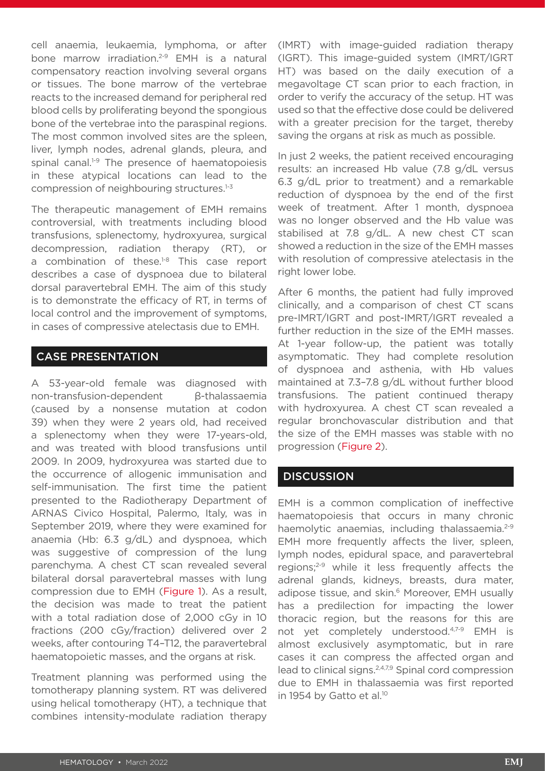cell anaemia, leukaemia, lymphoma, or after bone marrow irradiation.[2-9] EMH is a natural compensatory reaction involving several organs or tissues. The bone marrow of the vertebrae reacts to the increased demand for peripheral red blood cells by proliferating beyond the spongious bone of the vertebrae into the paraspinal regions. The most common involved sites are the spleen, liver, lymph nodes, adrenal glands, pleura, and spinal canal.[1-9] The presence of haematopoiesis in these atypical locations can lead to the compression of neighbouring structures.[1-3]

The therapeutic management of EMH remains controversial, with treatments including blood transfusions, splenectomy, hydroxyurea, surgical decompression, radiation therapy (RT), or a combination of these.[1-8] This case report describes a case of dyspnoea due to bilateral dorsal paravertebral EMH. The aim of this study is to demonstrate the efficacy of RT, in terms of local control and the improvement of symptoms, in cases of compressive atelectasis due to EMH.

## CASE PRESENTATION

A 53-year-old female was diagnosed with non-transfusion-dependent β-thalassaemia (caused by a nonsense mutation at codon 39) when they were 2 years old, had received a splenectomy when they were 17-years-old, and was treated with blood transfusions until 2009. In 2009, hydroxyurea was started due to the occurrence of allogenic immunisation and self-immunisation. The first time the patient presented to the Radiotherapy Department of ARNAS Civico Hospital, Palermo, Italy, was in September 2019, where they were examined for anaemia (Hb: 6.3 g/dL) and dyspnoea, which was suggestive of compression of the lung parenchyma. A chest CT scan revealed several bilateral dorsal paravertebral masses with lung compression due to EMH (Figure 1). As a result, the decision was made to treat the patient with a total radiation dose of 2,000 cGy in 10 fractions (200 cGy/fraction) delivered over 2 weeks, after contouring T4–T12, the paravertebral haematopoietic masses, and the organs at risk.

Treatment planning was performed using the tomotherapy planning system. RT was delivered using helical tomotherapy (HT), a technique that combines intensity-modulate radiation therapy (IMRT) with image-guided radiation therapy (IGRT). This image-guided system (IMRT/IGRT HT) was based on the daily execution of a megavoltage CT scan prior to each fraction, in order to verify the accuracy of the setup. HT was used so that the effective dose could be delivered with a greater precision for the target, thereby saving the organs at risk as much as possible.

In just 2 weeks, the patient received encouraging results: an increased Hb value (7.8 g/dL versus 6.3 g/dL prior to treatment) and a remarkable reduction of dyspnoea by the end of the first week of treatment. After 1 month, dyspnoea was no longer observed and the Hb value was stabilised at 7.8 g/dL. A new chest CT scan showed a reduction in the size of the EMH masses with resolution of compressive atelectasis in the right lower lobe.

After 6 months, the patient had fully improved clinically, and a comparison of chest CT scans pre-IMRT/IGRT and post-IMRT/IGRT revealed a further reduction in the size of the EMH masses. At 1-year follow-up, the patient was totally asymptomatic. They had complete resolution of dyspnoea and asthenia, with Hb values maintained at 7.3–7.8 g/dL without further blood transfusions. The patient continued therapy with hydroxyurea. A chest CT scan revealed a regular bronchovascular distribution and that the size of the EMH masses was stable with no progression (Figure 2).

## DISCUSSION

EMH is a common complication of ineffective haematopoiesis that occurs in many chronic haemolytic anaemias, including thalassaemia.[2-9] EMH more frequently affects the liver, spleen, lymph nodes, epidural space, and paravertebral regions;[2-9] while it less frequently affects the adrenal glands, kidneys, breasts, dura mater, adipose tissue, and skin.[6] Moreover, EMH usually has a predilection for impacting the lower thoracic region, but the reasons for this are not yet completely understood.[4,7-9] EMH is almost exclusively asymptomatic, but in rare cases it can compress the affected organ and lead to clinical signs.[2,4,7,9] Spinal cord compression due to EMH in thalassaemia was first reported in 1954 by Gatto et al.[10]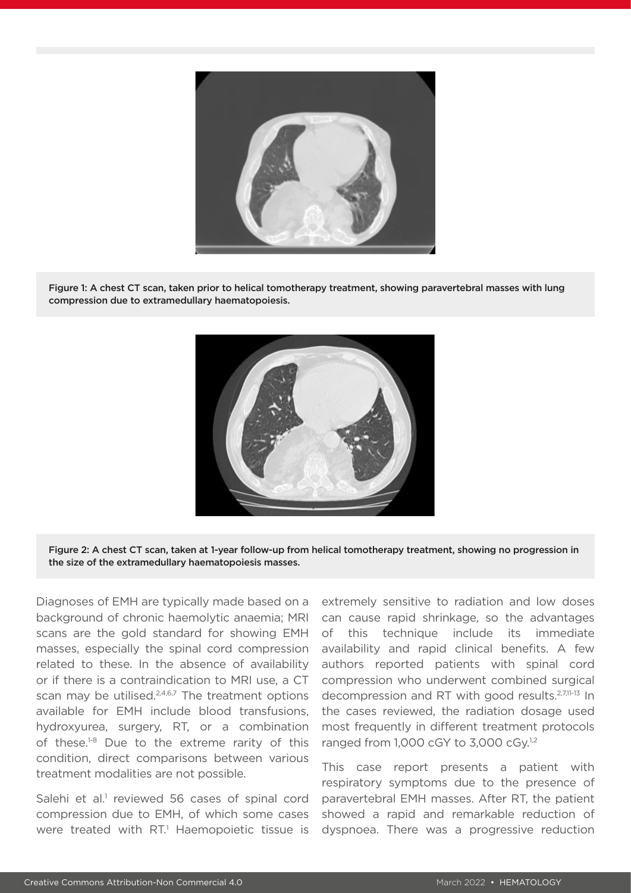Figure 1: A chest CT scan, taken prior to helical tomotherapy treatment, showing paravertebral masses with lung compression due to extramedullary haematopoiesis.

Figure 2: A chest CT scan, taken at 1-year follow-up from helical tomotherapy treatment, showing no progression in the size of the extramedullary haematopoiesis masses.

Diagnoses of EMH are typically made based on a background of chronic haemolytic anaemia; MRI scans are the gold standard for showing EMH masses, especially the spinal cord compression related to these. In the absence of availability or if there is a contraindication to MRI use, a CT scan may be utilised.[2,4,6,7] The treatment options available for EMH include blood transfusions, hydroxyurea, surgery, RT, or a combination of these.[1-8] Due to the extreme rarity of this condition, direct comparisons between various treatment modalities are not possible.

Salehi et al.[1] reviewed 56 cases of spinal cord compression due to EMH, of which some cases were treated with RT.[1] Haemopoietic tissue is extremely sensitive to radiation and low doses can cause rapid shrinkage, so the advantages of this technique include its immediate availability and rapid clinical benefits. A few authors reported patients with spinal cord compression who underwent combined surgical decompression and RT with good results.[2,7,11-13] In the cases reviewed, the radiation dosage used most frequently in different treatment protocols ranged from 1,000 cGY to 3,000 cGy.[1,2]

This case report presents a patient with respiratory symptoms due to the presence of paravertebral EMH masses. After RT, the patient showed a rapid and remarkable reduction of dyspnoea. There was a progressive reduction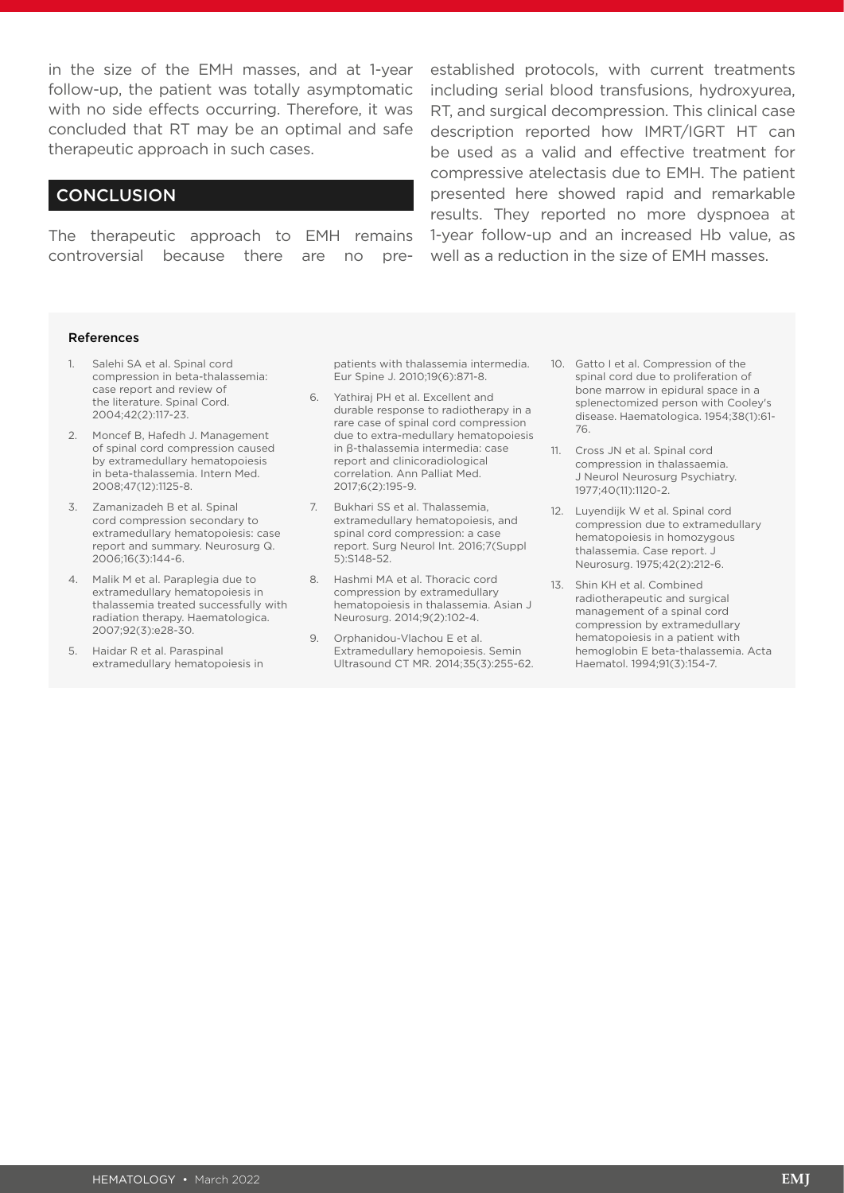in the size of the EMH masses, and at 1-year follow-up, the patient was totally asymptomatic with no side effects occurring. Therefore, it was concluded that RT may be an optimal and safe therapeutic approach in such cases.

## CONCLUSION

The therapeutic approach to EMH remains controversial because there are no pre-established protocols, with current treatments including serial blood transfusions, hydroxyurea, RT, and surgical decompression. This clinical case description reported how IMRT/IGRT HT can be used as a valid and effective treatment for compressive atelectasis due to EMH. The patient presented here showed rapid and remarkable results. They reported no more dyspnoea at 1-year follow-up and an increased Hb value, as well as a reduction in the size of EMH masses.

### References

1. Salehi SA et al. Spinal cord compression in beta-thalassemia: case report and review of the literature. Spinal Cord. 2004;42(2):117-23.
2. Moncef B, Hafedh J. Management of spinal cord compression caused by extramedullary hematopoiesis in beta-thalassemia. Intern Med. 2008;47(12):1125-8.
3. Zamanizadeh B et al. Spinal cord compression secondary to extramedullary hematopoiesis: case report and summary. Neurosurg Q. 2006;16(3):144-6.
4. Malik M et al. Paraplegia due to extramedullary hematopoiesis in thalassemia treated successfully with radiation therapy. Haematologica. 2007;92(3):e28-30.
5. Haidar R et al. Paraspinal extramedullary hematopoiesis in patients with thalassemia intermedia. Eur Spine J. 2010;19(6):871-8.
6. Yathiraj PH et al. Excellent and durable response to radiotherapy in a rare case of spinal cord compression due to extra-medullary hematopoiesis in β-thalassemia intermedia: case report and clinicoradiological correlation. Ann Palliat Med. 2017;6(2):195-9.
7. Bukhari SS et al. Thalassemia, extramedullary hematopoiesis, and spinal cord compression: a case report. Surg Neurol Int. 2016;7(Suppl 5):S148-52.
8. Hashmi MA et al. Thoracic cord compression by extramedullary hematopoiesis in thalassemia. Asian J Neurosurg. 2014;9(2):102-4.
9. Orphanidou-Vlachou E et al. Extramedullary hemopoiesis. Semin Ultrasound CT MR. 2014;35(3):255-62.
10. Gatto I et al. Compression of the spinal cord due to proliferation of bone marrow in epidural space in a splenectomized person with Cooley's disease. Haematologica. 1954;38(1):61-76.
11. Cross JN et al. Spinal cord compression in thalassaemia. J Neurol Neurosurg Psychiatry. 1977;40(11):1120-2.
12. Luyendijk W et al. Spinal cord compression due to extramedullary hematopoiesis in homozygous thalassemia. Case report. J Neurosurg. 1975;42(2):212-6.
13. Shin KH et al. Combined radiotherapeutic and surgical management of a spinal cord compression by extramedullary hematopoiesis in a patient with hemoglobin E beta-thalassemia. Acta Haematol. 1994;91(3):154-7.